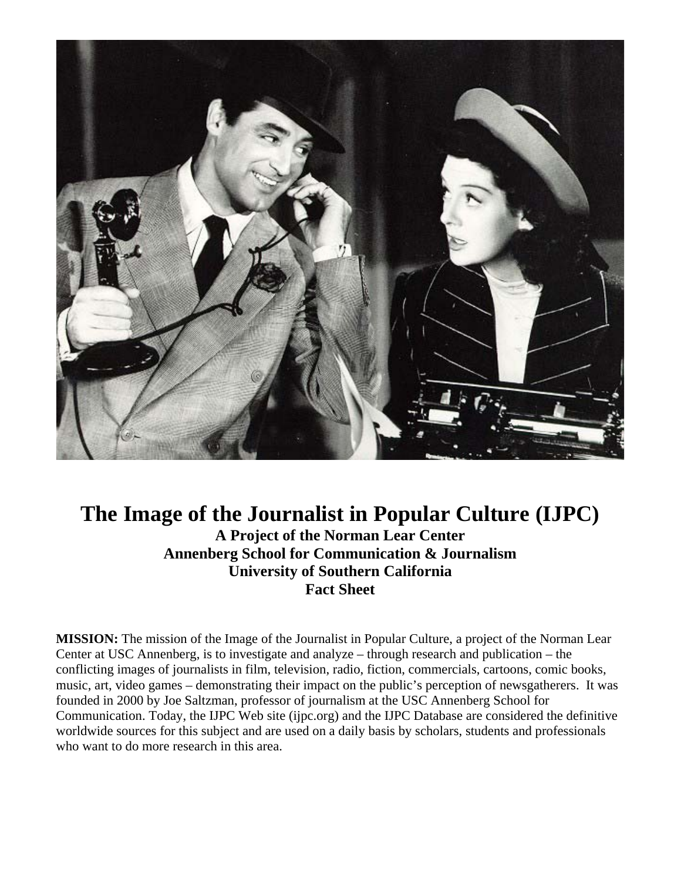# The Image of the Journalist in Popular Culture (IJPC)

**A Project of the Norman Lear Center**
**Annenberg School for Communication & Journalism**
**University of Southern California**
**Fact Sheet**

**MISSION:** The mission of the Image of the Journalist in Popular Culture, a project of the Norman Lear Center at USC Annenberg, is to investigate and analyze – through research and publication – the conflicting images of journalists in film, television, radio, fiction, commercials, cartoons, comic books, music, art, video games – demonstrating their impact on the public's perception of newsgatherers. It was founded in 2000 by Joe Saltzman, professor of journalism at the USC Annenberg School for Communication. Today, the IJPC Web site (ijpc.org) and the IJPC Database are considered the definitive worldwide sources for this subject and are used on a daily basis by scholars, students and professionals who want to do more research in this area.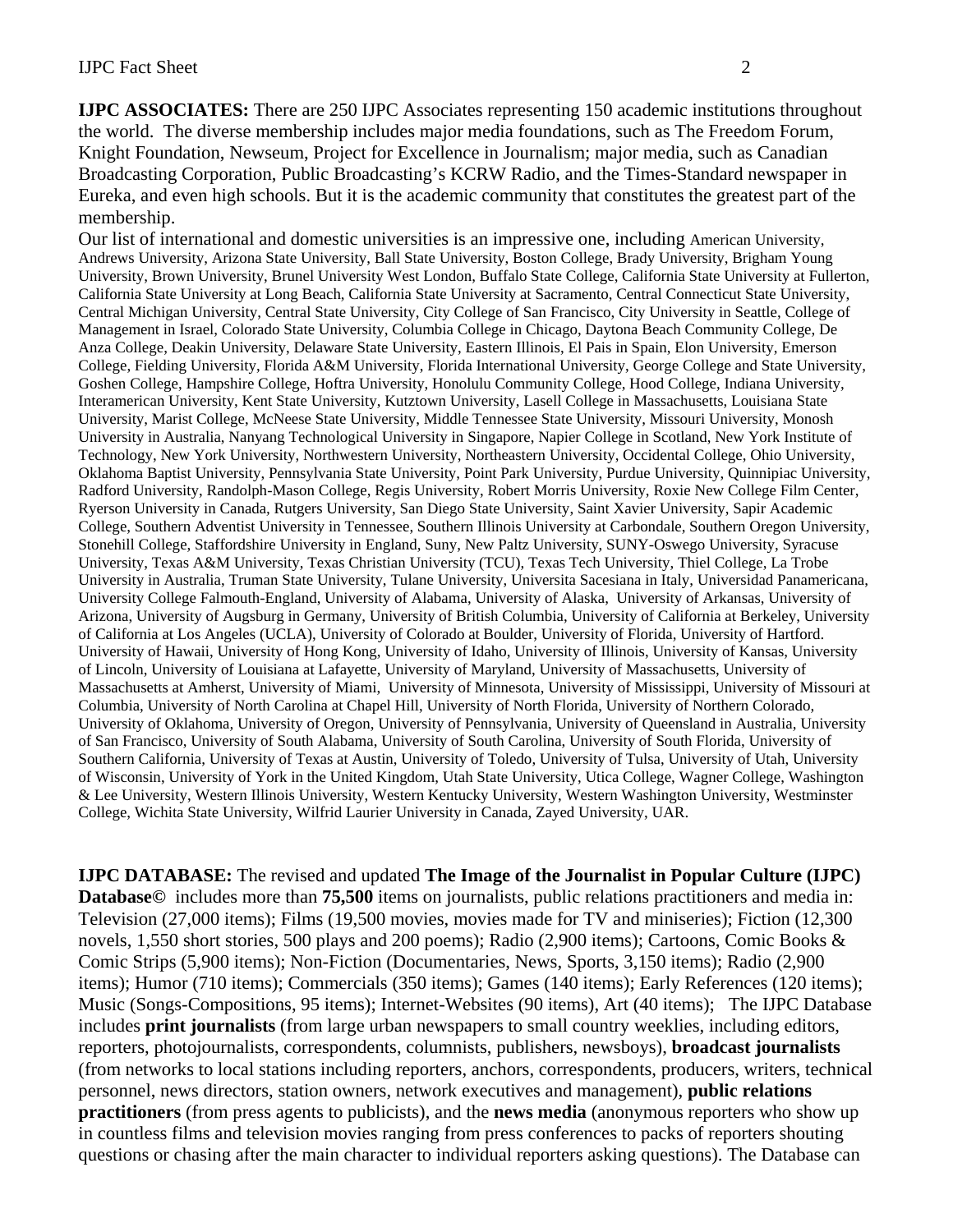**IJPC ASSOCIATES:** There are 250 IJPC Associates representing 150 academic institutions throughout the world. The diverse membership includes major media foundations, such as The Freedom Forum, Knight Foundation, Newseum, Project for Excellence in Journalism; major media, such as Canadian Broadcasting Corporation, Public Broadcasting's KCRW Radio, and the Times-Standard newspaper in Eureka, and even high schools. But it is the academic community that constitutes the greatest part of the membership.

Our list of international and domestic universities is an impressive one, including American University, Andrews University, Arizona State University, Ball State University, Boston College, Brady University, Brigham Young University, Brown University, Brunel University West London, Buffalo State College, California State University at Fullerton, California State University at Long Beach, California State University at Sacramento, Central Connecticut State University, Central Michigan University, Central State University, City College of San Francisco, City University in Seattle, College of Management in Israel, Colorado State University, Columbia College in Chicago, Daytona Beach Community College, De Anza College, Deakin University, Delaware State University, Eastern Illinois, El Pais in Spain, Elon University, Emerson College, Fielding University, Florida A&M University, Florida International University, George College and State University, Goshen College, Hampshire College, Hoftra University, Honolulu Community College, Hood College, Indiana University, Interamerican University, Kent State University, Kutztown University, Lasell College in Massachusetts, Louisiana State University, Marist College, McNeese State University, Middle Tennessee State University, Missouri University, Monosh University in Australia, Nanyang Technological University in Singapore, Napier College in Scotland, New York Institute of Technology, New York University, Northwestern University, Northeastern University, Occidental College, Ohio University, Oklahoma Baptist University, Pennsylvania State University, Point Park University, Purdue University, Quinnipiac University, Radford University, Randolph-Mason College, Regis University, Robert Morris University, Roxie New College Film Center, Ryerson University in Canada, Rutgers University, San Diego State University, Saint Xavier University, Sapir Academic College, Southern Adventist University in Tennessee, Southern Illinois University at Carbondale, Southern Oregon University, Stonehill College, Staffordshire University in England, Suny, New Paltz University, SUNY-Oswego University, Syracuse University, Texas A&M University, Texas Christian University (TCU), Texas Tech University, Thiel College, La Trobe University in Australia, Truman State University, Tulane University, Universita Sacesiana in Italy, Universidad Panamericana, University College Falmouth-England, University of Alabama, University of Alaska, University of Arkansas, University of Arizona, University of Augsburg in Germany, University of British Columbia, University of California at Berkeley, University of California at Los Angeles (UCLA), University of Colorado at Boulder, University of Florida, University of Hartford. University of Hawaii, University of Hong Kong, University of Idaho, University of Illinois, University of Kansas, University of Lincoln, University of Louisiana at Lafayette, University of Maryland, University of Massachusetts, University of Massachusetts at Amherst, University of Miami, University of Minnesota, University of Mississippi, University of Missouri at Columbia, University of North Carolina at Chapel Hill, University of North Florida, University of Northern Colorado, University of Oklahoma, University of Oregon, University of Pennsylvania, University of Queensland in Australia, University of San Francisco, University of South Alabama, University of South Carolina, University of South Florida, University of Southern California, University of Texas at Austin, University of Toledo, University of Tulsa, University of Utah, University of Wisconsin, University of York in the United Kingdom, Utah State University, Utica College, Wagner College, Washington & Lee University, Western Illinois University, Western Kentucky University, Western Washington University, Westminster College, Wichita State University, Wilfrid Laurier University in Canada, Zayed University, UAR.

**IJPC DATABASE:** The revised and updated **The Image of the Journalist in Popular Culture (IJPC) Database©** includes more than **75,500** items on journalists, public relations practitioners and media in: Television (27,000 items); Films (19,500 movies, movies made for TV and miniseries); Fiction (12,300 novels, 1,550 short stories, 500 plays and 200 poems); Radio (2,900 items); Cartoons, Comic Books & Comic Strips (5,900 items); Non-Fiction (Documentaries, News, Sports, 3,150 items); Radio (2,900 items); Humor (710 items); Commercials (350 items); Games (140 items); Early References (120 items); Music (Songs-Compositions, 95 items); Internet-Websites (90 items), Art (40 items); The IJPC Database includes **print journalists** (from large urban newspapers to small country weeklies, including editors, reporters, photojournalists, correspondents, columnists, publishers, newsboys), **broadcast journalists** (from networks to local stations including reporters, anchors, correspondents, producers, writers, technical personnel, news directors, station owners, network executives and management), **public relations practitioners** (from press agents to publicists), and the **news media** (anonymous reporters who show up in countless films and television movies ranging from press conferences to packs of reporters shouting questions or chasing after the main character to individual reporters asking questions). The Database can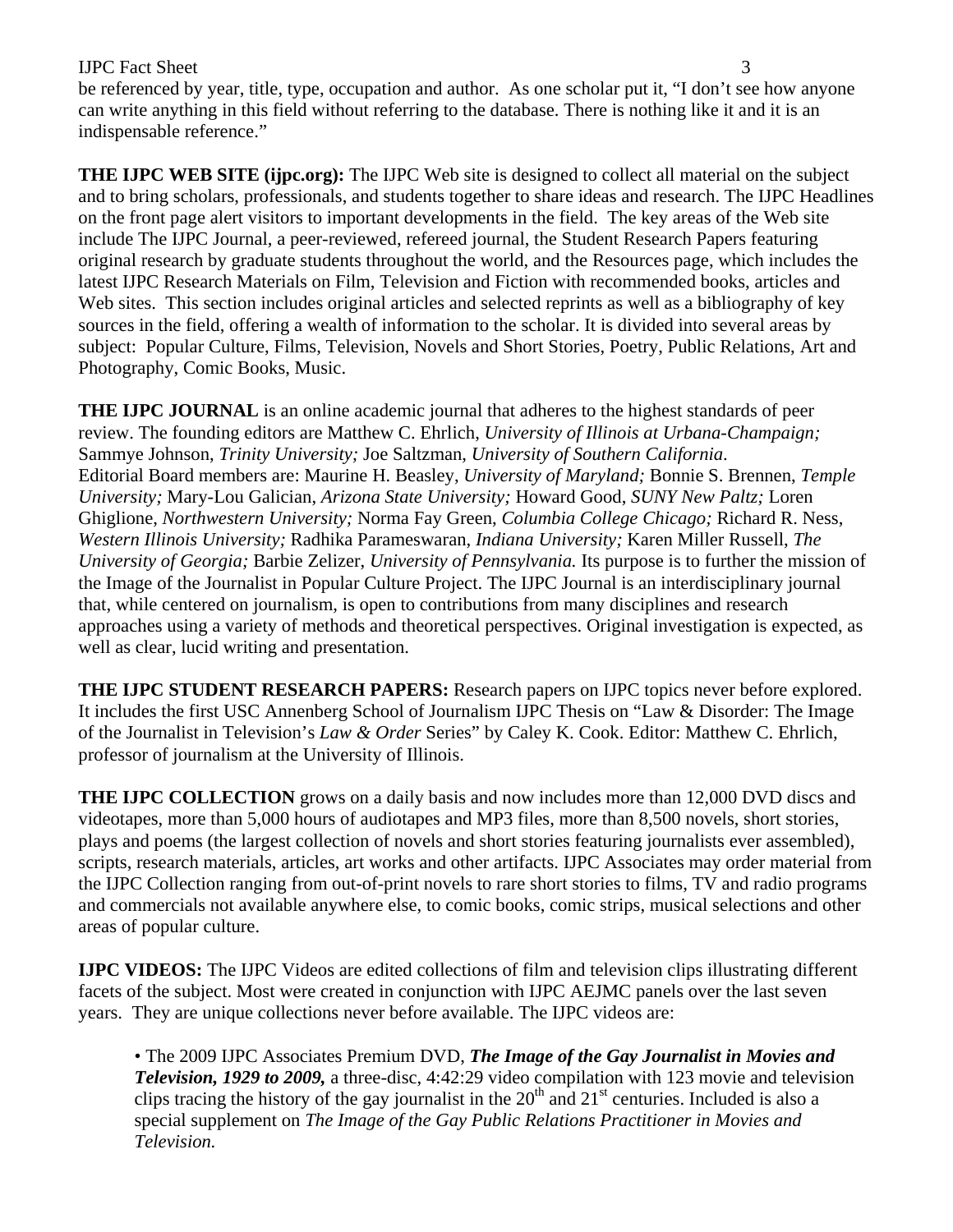be referenced by year, title, type, occupation and author. As one scholar put it, "I don't see how anyone can write anything in this field without referring to the database. There is nothing like it and it is an indispensable reference."

**THE IJPC WEB SITE (ijpc.org):** The IJPC Web site is designed to collect all material on the subject and to bring scholars, professionals, and students together to share ideas and research. The IJPC Headlines on the front page alert visitors to important developments in the field. The key areas of the Web site include The IJPC Journal, a peer-reviewed, refereed journal, the Student Research Papers featuring original research by graduate students throughout the world, and the Resources page, which includes the latest IJPC Research Materials on Film, Television and Fiction with recommended books, articles and Web sites. This section includes original articles and selected reprints as well as a bibliography of key sources in the field, offering a wealth of information to the scholar. It is divided into several areas by subject: Popular Culture, Films, Television, Novels and Short Stories, Poetry, Public Relations, Art and Photography, Comic Books, Music.

**THE IJPC JOURNAL** is an online academic journal that adheres to the highest standards of peer review. The founding editors are Matthew C. Ehrlich, *University of Illinois at Urbana-Champaign;* Sammye Johnson, *Trinity University;* Joe Saltzman, *University of Southern California*. Editorial Board members are: Maurine H. Beasley, *University of Maryland;* Bonnie S. Brennen, *Temple University;* Mary-Lou Galician, *Arizona State University;* Howard Good, *SUNY New Paltz;* Loren Ghiglione, *Northwestern University;* Norma Fay Green, *Columbia College Chicago;* Richard R. Ness, *Western Illinois University;* Radhika Parameswaran, *Indiana University;* Karen Miller Russell, *The University of Georgia;* Barbie Zelizer, *University of Pennsylvania.* Its purpose is to further the mission of the Image of the Journalist in Popular Culture Project. The IJPC Journal is an interdisciplinary journal that, while centered on journalism, is open to contributions from many disciplines and research approaches using a variety of methods and theoretical perspectives. Original investigation is expected, as well as clear, lucid writing and presentation.

**THE IJPC STUDENT RESEARCH PAPERS:** Research papers on IJPC topics never before explored. It includes the first USC Annenberg School of Journalism IJPC Thesis on "Law & Disorder: The Image of the Journalist in Television's *Law & Order* Series" by Caley K. Cook. Editor: Matthew C. Ehrlich, professor of journalism at the University of Illinois.

**THE IJPC COLLECTION** grows on a daily basis and now includes more than 12,000 DVD discs and videotapes, more than 5,000 hours of audiotapes and MP3 files, more than 8,500 novels, short stories, plays and poems (the largest collection of novels and short stories featuring journalists ever assembled), scripts, research materials, articles, art works and other artifacts. IJPC Associates may order material from the IJPC Collection ranging from out-of-print novels to rare short stories to films, TV and radio programs and commercials not available anywhere else, to comic books, comic strips, musical selections and other areas of popular culture.

**IJPC VIDEOS:** The IJPC Videos are edited collections of film and television clips illustrating different facets of the subject. Most were created in conjunction with IJPC AEJMC panels over the last seven years. They are unique collections never before available. The IJPC videos are:

- The 2009 IJPC Associates Premium DVD, ***The Image of the Gay Journalist in Movies and Television, 1929 to 2009,*** a three-disc, 4:42:29 video compilation with 123 movie and television clips tracing the history of the gay journalist in the 20th and 21st centuries. Included is also a special supplement on *The Image of the Gay Public Relations Practitioner in Movies and Television.*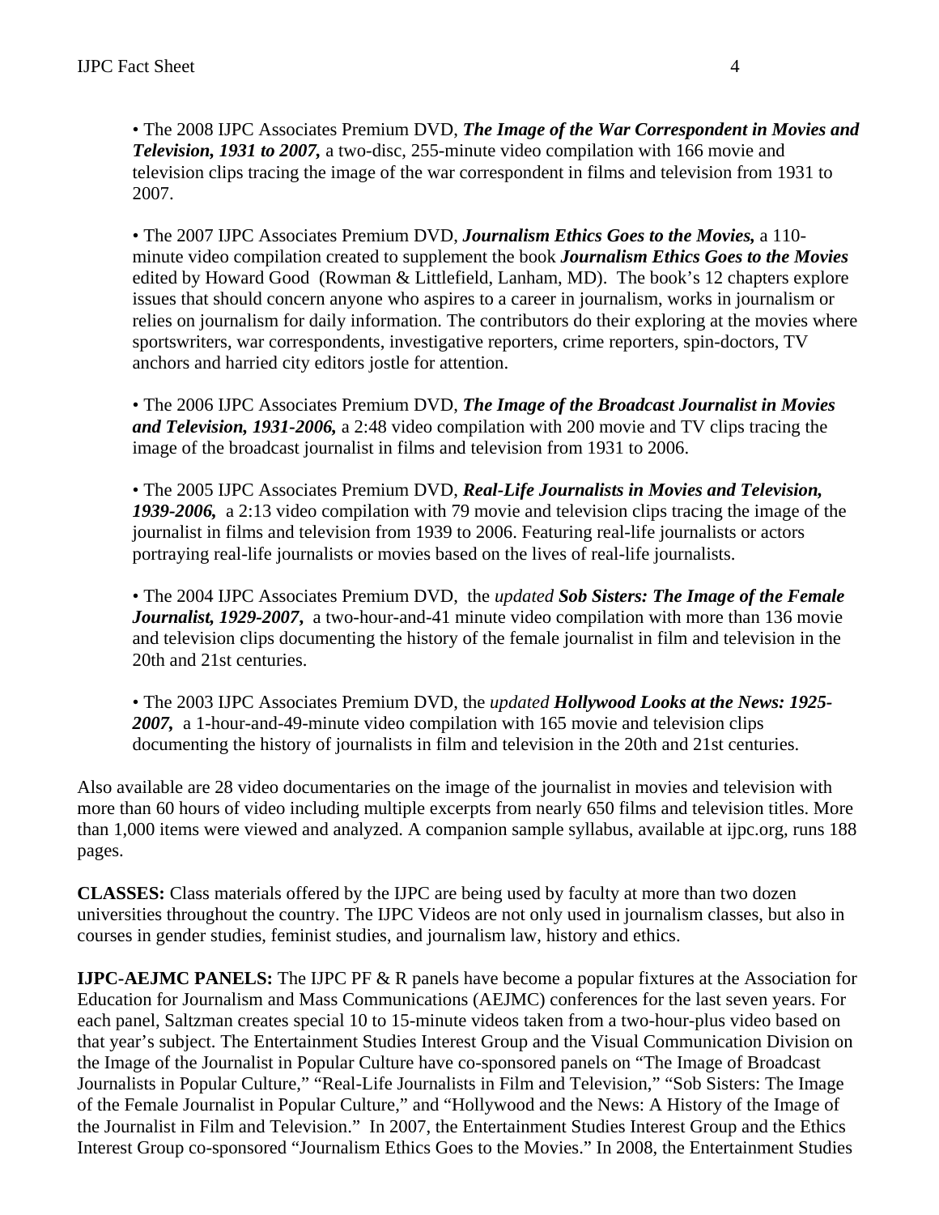• The 2008 IJPC Associates Premium DVD, ***The Image of the War Correspondent in Movies and Television, 1931 to 2007,*** a two-disc, 255-minute video compilation with 166 movie and television clips tracing the image of the war correspondent in films and television from 1931 to 2007.

• The 2007 IJPC Associates Premium DVD, ***Journalism Ethics Goes to the Movies,*** a 110-minute video compilation created to supplement the book ***Journalism Ethics Goes to the Movies*** edited by Howard Good (Rowman & Littlefield, Lanham, MD). The book's 12 chapters explore issues that should concern anyone who aspires to a career in journalism, works in journalism or relies on journalism for daily information. The contributors do their exploring at the movies where sportswriters, war correspondents, investigative reporters, crime reporters, spin-doctors, TV anchors and harried city editors jostle for attention.

• The 2006 IJPC Associates Premium DVD, ***The Image of the Broadcast Journalist in Movies and Television, 1931-2006,*** a 2:48 video compilation with 200 movie and TV clips tracing the image of the broadcast journalist in films and television from 1931 to 2006.

• The 2005 IJPC Associates Premium DVD, ***Real-Life Journalists in Movies and Television, 1939-2006,*** a 2:13 video compilation with 79 movie and television clips tracing the image of the journalist in films and television from 1939 to 2006. Featuring real-life journalists or actors portraying real-life journalists or movies based on the lives of real-life journalists.

• The 2004 IJPC Associates Premium DVD, the *updated* ***Sob Sisters: The Image of the Female Journalist, 1929-2007,*** a two-hour-and-41 minute video compilation with more than 136 movie and television clips documenting the history of the female journalist in film and television in the 20th and 21st centuries.

• The 2003 IJPC Associates Premium DVD, the *updated* ***Hollywood Looks at the News: 1925-2007,*** a 1-hour-and-49-minute video compilation with 165 movie and television clips documenting the history of journalists in film and television in the 20th and 21st centuries.

Also available are 28 video documentaries on the image of the journalist in movies and television with more than 60 hours of video including multiple excerpts from nearly 650 films and television titles. More than 1,000 items were viewed and analyzed. A companion sample syllabus, available at ijpc.org, runs 188 pages.

**CLASSES:** Class materials offered by the IJPC are being used by faculty at more than two dozen universities throughout the country. The IJPC Videos are not only used in journalism classes, but also in courses in gender studies, feminist studies, and journalism law, history and ethics.

**IJPC-AEJMC PANELS:** The IJPC PF & R panels have become a popular fixtures at the Association for Education for Journalism and Mass Communications (AEJMC) conferences for the last seven years. For each panel, Saltzman creates special 10 to 15-minute videos taken from a two-hour-plus video based on that year's subject. The Entertainment Studies Interest Group and the Visual Communication Division on the Image of the Journalist in Popular Culture have co-sponsored panels on "The Image of Broadcast Journalists in Popular Culture," "Real-Life Journalists in Film and Television," "Sob Sisters: The Image of the Female Journalist in Popular Culture," and "Hollywood and the News: A History of the Image of the Journalist in Film and Television." In 2007, the Entertainment Studies Interest Group and the Ethics Interest Group co-sponsored "Journalism Ethics Goes to the Movies." In 2008, the Entertainment Studies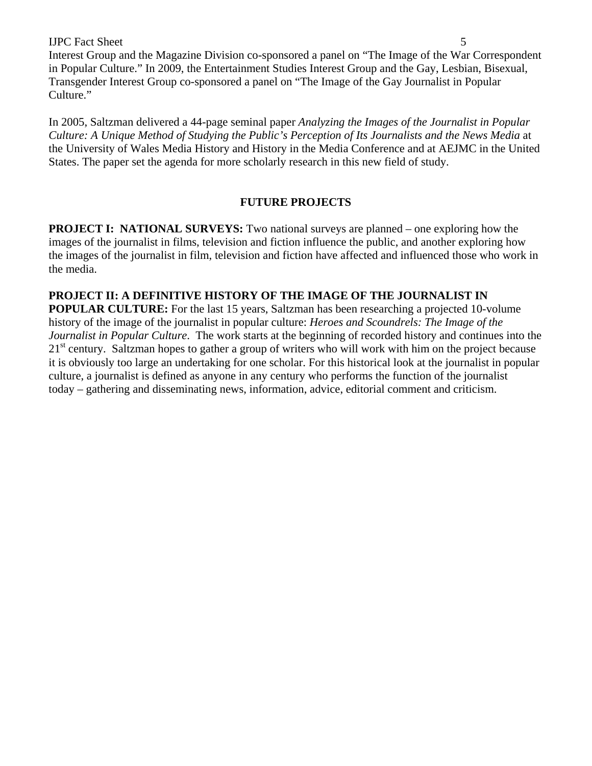Interest Group and the Magazine Division co-sponsored a panel on "The Image of the War Correspondent in Popular Culture." In 2009, the Entertainment Studies Interest Group and the Gay, Lesbian, Bisexual, Transgender Interest Group co-sponsored a panel on "The Image of the Gay Journalist in Popular Culture."

In 2005, Saltzman delivered a 44-page seminal paper *Analyzing the Images of the Journalist in Popular Culture: A Unique Method of Studying the Public's Perception of Its Journalists and the News Media* at the University of Wales Media History and History in the Media Conference and at AEJMC in the United States. The paper set the agenda for more scholarly research in this new field of study.

## FUTURE PROJECTS

**PROJECT I: NATIONAL SURVEYS:** Two national surveys are planned – one exploring how the images of the journalist in films, television and fiction influence the public, and another exploring how the images of the journalist in film, television and fiction have affected and influenced those who work in the media.

**PROJECT II: A DEFINITIVE HISTORY OF THE IMAGE OF THE JOURNALIST IN POPULAR CULTURE:** For the last 15 years, Saltzman has been researching a projected 10-volume history of the image of the journalist in popular culture: *Heroes and Scoundrels: The Image of the Journalist in Popular Culture*. The work starts at the beginning of recorded history and continues into the 21st century. Saltzman hopes to gather a group of writers who will work with him on the project because it is obviously too large an undertaking for one scholar. For this historical look at the journalist in popular culture, a journalist is defined as anyone in any century who performs the function of the journalist today – gathering and disseminating news, information, advice, editorial comment and criticism.